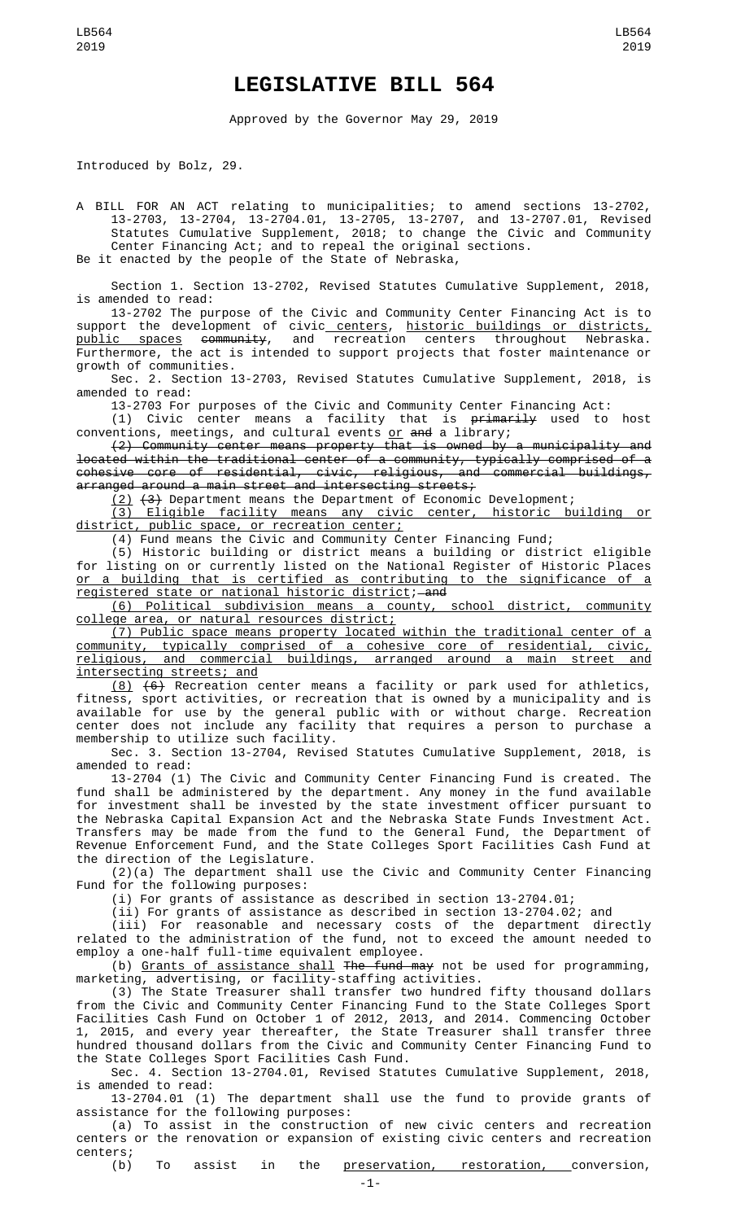# LEGISLATIVE BILL 564

Approved by the Governor May 29, 2019

Introduced by Bolz, 29.

A BILL FOR AN ACT relating to municipalities; to amend sections 13-2702, 13-2703, 13-2704, 13-2704.01, 13-2705, 13-2707, and 13-2707.01, Revised Statutes Cumulative Supplement, 2018; to change the Civic and Community Center Financing Act; and to repeal the original sections.

Be it enacted by the people of the State of Nebraska,

Section 1. Section 13-2702, Revised Statutes Cumulative Supplement, 2018, is amended to read:

13-2702 The purpose of the Civic and Community Center Financing Act is to support the development of civic<u> centers</u>, <u>historic buildings or districts, public spaces</u> ~~community~~, and recreation centers throughout Nebraska. Furthermore, the act is intended to support projects that foster maintenance or growth of communities.

Sec. 2. Section 13-2703, Revised Statutes Cumulative Supplement, 2018, is amended to read:

13-2703 For purposes of the Civic and Community Center Financing Act:

(1) Civic center means a facility that is ~~primarily~~ used to host conventions, meetings, and cultural events <u>or</u> ~~and~~ a library;

~~(2) Community center means property that is owned by a municipality and located within the traditional center of a community, typically comprised of a cohesive core of residential, civic, religious, and commercial buildings, arranged around a main street and intersecting streets;~~

<u>(2)</u> ~~(3)~~ Department means the Department of Economic Development;

<u>(3) Eligible facility means any civic center, historic building or district, public space, or recreation center;</u>

(4) Fund means the Civic and Community Center Financing Fund;

(5) Historic building or district means a building or district eligible for listing on or currently listed on the National Register of Historic Places <u>or a building that is certified as contributing to the significance of a registered state or national historic district;</u>~~ and~~

<u>(6) Political subdivision means a county, school district, community college area, or natural resources district;</u>

<u>(7) Public space means property located within the traditional center of a community, typically comprised of a cohesive core of residential, civic, religious, and commercial buildings, arranged around a main street and intersecting streets; and</u>

<u>(8)</u> ~~(6)~~ Recreation center means a facility or park used for athletics, fitness, sport activities, or recreation that is owned by a municipality and is available for use by the general public with or without charge. Recreation center does not include any facility that requires a person to purchase a membership to utilize such facility.

Sec. 3. Section 13-2704, Revised Statutes Cumulative Supplement, 2018, is amended to read:

13-2704 (1) The Civic and Community Center Financing Fund is created. The fund shall be administered by the department. Any money in the fund available for investment shall be invested by the state investment officer pursuant to the Nebraska Capital Expansion Act and the Nebraska State Funds Investment Act. Transfers may be made from the fund to the General Fund, the Department of Revenue Enforcement Fund, and the State Colleges Sport Facilities Cash Fund at the direction of the Legislature.

(2)(a) The department shall use the Civic and Community Center Financing Fund for the following purposes:

(i) For grants of assistance as described in section 13-2704.01;

(ii) For grants of assistance as described in section 13-2704.02; and

(iii) For reasonable and necessary costs of the department directly related to the administration of the fund, not to exceed the amount needed to employ a one-half full-time equivalent employee.

(b) <u>Grants of assistance shall</u> ~~The fund may~~ not be used for programming, marketing, advertising, or facility-staffing activities.

(3) The State Treasurer shall transfer two hundred fifty thousand dollars from the Civic and Community Center Financing Fund to the State Colleges Sport Facilities Cash Fund on October 1 of 2012, 2013, and 2014. Commencing October 1, 2015, and every year thereafter, the State Treasurer shall transfer three hundred thousand dollars from the Civic and Community Center Financing Fund to the State Colleges Sport Facilities Cash Fund.

Sec. 4. Section 13-2704.01, Revised Statutes Cumulative Supplement, 2018, is amended to read:

13-2704.01 (1) The department shall use the fund to provide grants of assistance for the following purposes:

(a) To assist in the construction of new civic centers and recreation centers or the renovation or expansion of existing civic centers and recreation centers;

(b) To assist in the <u>preservation, restoration, </u>conversion,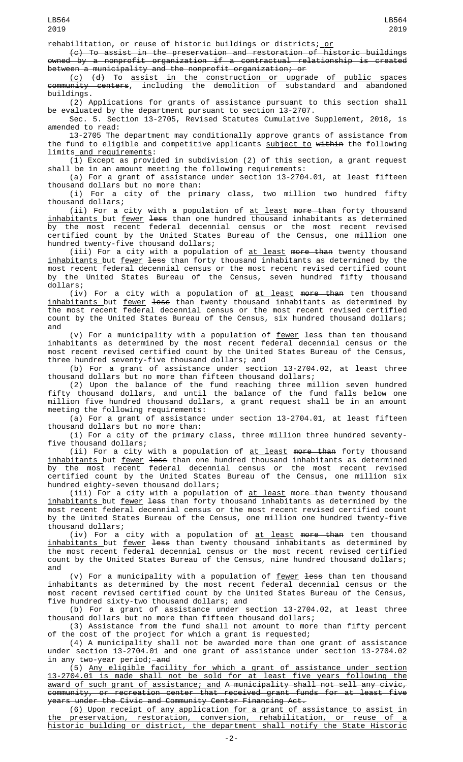rehabilitation, or reuse of historic buildings or districts; or

(c) To assist in the preservation and restoration of historic buildings owned by a nonprofit organization if a contractual relationship is created between a municipality and the nonprofit organization; or

(c) (d) To assist in the construction or upgrade of public spaces community centers, including the demolition of substandard and abandoned buildings.

(2) Applications for grants of assistance pursuant to this section shall be evaluated by the department pursuant to section 13-2707.

Sec. 5. Section 13-2705, Revised Statutes Cumulative Supplement, 2018, is amended to read:

13-2705 The department may conditionally approve grants of assistance from the fund to eligible and competitive applicants subject to within the following limits and requirements:

(1) Except as provided in subdivision (2) of this section, a grant request shall be in an amount meeting the following requirements:

(a) For a grant of assistance under section 13-2704.01, at least fifteen thousand dollars but no more than:

(i) For a city of the primary class, two million two hundred fifty thousand dollars;

(ii) For a city with a population of at least more than forty thousand inhabitants but fewer less than one hundred thousand inhabitants as determined by the most recent federal decennial census or the most recent revised certified count by the United States Bureau of the Census, one million one hundred twenty-five thousand dollars;

(iii) For a city with a population of at least more than twenty thousand inhabitants but fewer less than forty thousand inhabitants as determined by the most recent federal decennial census or the most recent revised certified count by the United States Bureau of the Census, seven hundred fifty thousand dollars;

(iv) For a city with a population of at least more than ten thousand inhabitants but fewer less than twenty thousand inhabitants as determined by the most recent federal decennial census or the most recent revised certified count by the United States Bureau of the Census, six hundred thousand dollars; and

(v) For a municipality with a population of fewer less than ten thousand inhabitants as determined by the most recent federal decennial census or the most recent revised certified count by the United States Bureau of the Census, three hundred seventy-five thousand dollars; and

(b) For a grant of assistance under section 13-2704.02, at least three thousand dollars but no more than fifteen thousand dollars;

(2) Upon the balance of the fund reaching three million seven hundred fifty thousand dollars, and until the balance of the fund falls below one million five hundred thousand dollars, a grant request shall be in an amount meeting the following requirements:

(a) For a grant of assistance under section 13-2704.01, at least fifteen thousand dollars but no more than:

(i) For a city of the primary class, three million three hundred seventy-five thousand dollars;

(ii) For a city with a population of at least more than forty thousand inhabitants but fewer less than one hundred thousand inhabitants as determined by the most recent federal decennial census or the most recent revised certified count by the United States Bureau of the Census, one million six hundred eighty-seven thousand dollars;

(iii) For a city with a population of at least more than twenty thousand inhabitants but fewer less than forty thousand inhabitants as determined by the most recent federal decennial census or the most recent revised certified count by the United States Bureau of the Census, one million one hundred twenty-five thousand dollars;

(iv) For a city with a population of at least more than ten thousand inhabitants but fewer less than twenty thousand inhabitants as determined by the most recent federal decennial census or the most recent revised certified count by the United States Bureau of the Census, nine hundred thousand dollars; and

(v) For a municipality with a population of fewer less than ten thousand inhabitants as determined by the most recent federal decennial census or the most recent revised certified count by the United States Bureau of the Census, five hundred sixty-two thousand dollars; and

(b) For a grant of assistance under section 13-2704.02, at least three thousand dollars but no more than fifteen thousand dollars;

(3) Assistance from the fund shall not amount to more than fifty percent of the cost of the project for which a grant is requested;

(4) A municipality shall not be awarded more than one grant of assistance under section 13-2704.01 and one grant of assistance under section 13-2704.02 in any two-year period; and

(5) Any eligible facility for which a grant of assistance under section 13-2704.01 is made shall not be sold for at least five years following the award of such grant of assistance; and A municipality shall not sell any civic, community, or recreation center that received grant funds for at least five years under the Civic and Community Center Financing Act.

(6) Upon receipt of any application for a grant of assistance to assist in the preservation, restoration, conversion, rehabilitation, or reuse of a historic building or district, the department shall notify the State Historic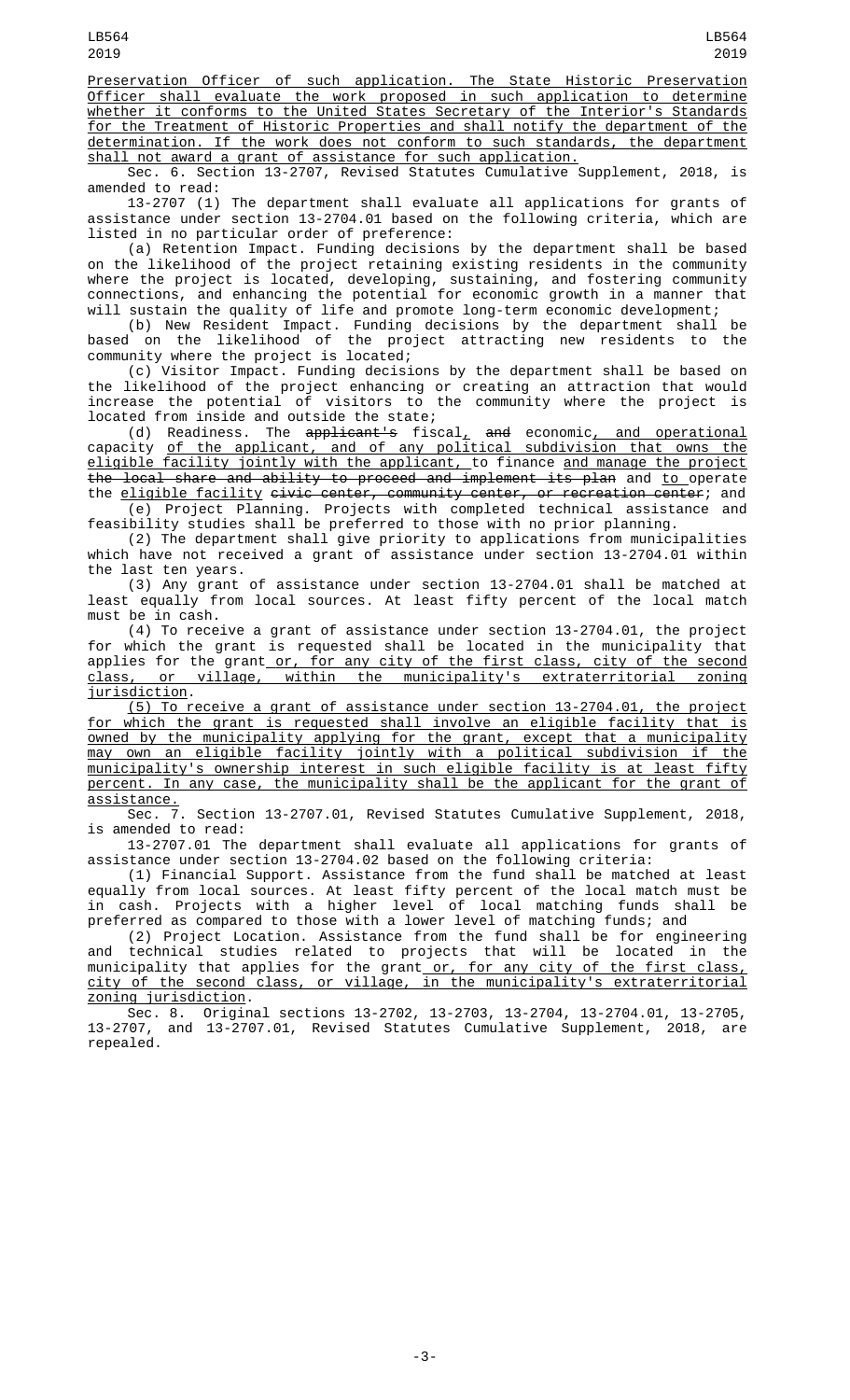Preservation Officer of such application. The State Historic Preservation Officer shall evaluate the work proposed in such application to determine whether it conforms to the United States Secretary of the Interior's Standards for the Treatment of Historic Properties and shall notify the department of the determination. If the work does not conform to such standards, the department shall not award a grant of assistance for such application.

Sec. 6. Section 13-2707, Revised Statutes Cumulative Supplement, 2018, is amended to read:

13-2707 (1) The department shall evaluate all applications for grants of assistance under section 13-2704.01 based on the following criteria, which are listed in no particular order of preference:

(a) Retention Impact. Funding decisions by the department shall be based on the likelihood of the project retaining existing residents in the community where the project is located, developing, sustaining, and fostering community connections, and enhancing the potential for economic growth in a manner that will sustain the quality of life and promote long-term economic development;

(b) New Resident Impact. Funding decisions by the department shall be based on the likelihood of the project attracting new residents to the community where the project is located;

(c) Visitor Impact. Funding decisions by the department shall be based on the likelihood of the project enhancing or creating an attraction that would increase the potential of visitors to the community where the project is located from inside and outside the state;

(d) Readiness. The ~~applicant's~~ fiscal, ~~and~~ economic, and operational capacity of the applicant, and of any political subdivision that owns the eligible facility jointly with the applicant, to finance and manage the project ~~the local share and ability to proceed and implement its plan~~ and to operate the eligible facility ~~civic center, community center, or recreation center~~; and

(e) Project Planning. Projects with completed technical assistance and feasibility studies shall be preferred to those with no prior planning.

(2) The department shall give priority to applications from municipalities which have not received a grant of assistance under section 13-2704.01 within the last ten years.

(3) Any grant of assistance under section 13-2704.01 shall be matched at least equally from local sources. At least fifty percent of the local match must be in cash.

(4) To receive a grant of assistance under section 13-2704.01, the project for which the grant is requested shall be located in the municipality that applies for the grant or, for any city of the first class, city of the second class, or village, within the municipality's extraterritorial zoning jurisdiction.

(5) To receive a grant of assistance under section 13-2704.01, the project for which the grant is requested shall involve an eligible facility that is owned by the municipality applying for the grant, except that a municipality may own an eligible facility jointly with a political subdivision if the municipality's ownership interest in such eligible facility is at least fifty percent. In any case, the municipality shall be the applicant for the grant of assistance.

Sec. 7. Section 13-2707.01, Revised Statutes Cumulative Supplement, 2018, is amended to read:

13-2707.01 The department shall evaluate all applications for grants of assistance under section 13-2704.02 based on the following criteria:

(1) Financial Support. Assistance from the fund shall be matched at least equally from local sources. At least fifty percent of the local match must be in cash. Projects with a higher level of local matching funds shall be preferred as compared to those with a lower level of matching funds; and

(2) Project Location. Assistance from the fund shall be for engineering and technical studies related to projects that will be located in the municipality that applies for the grant or, for any city of the first class, city of the second class, or village, in the municipality's extraterritorial zoning jurisdiction.

Sec. 8. Original sections 13-2702, 13-2703, 13-2704, 13-2704.01, 13-2705, 13-2707, and 13-2707.01, Revised Statutes Cumulative Supplement, 2018, are repealed.